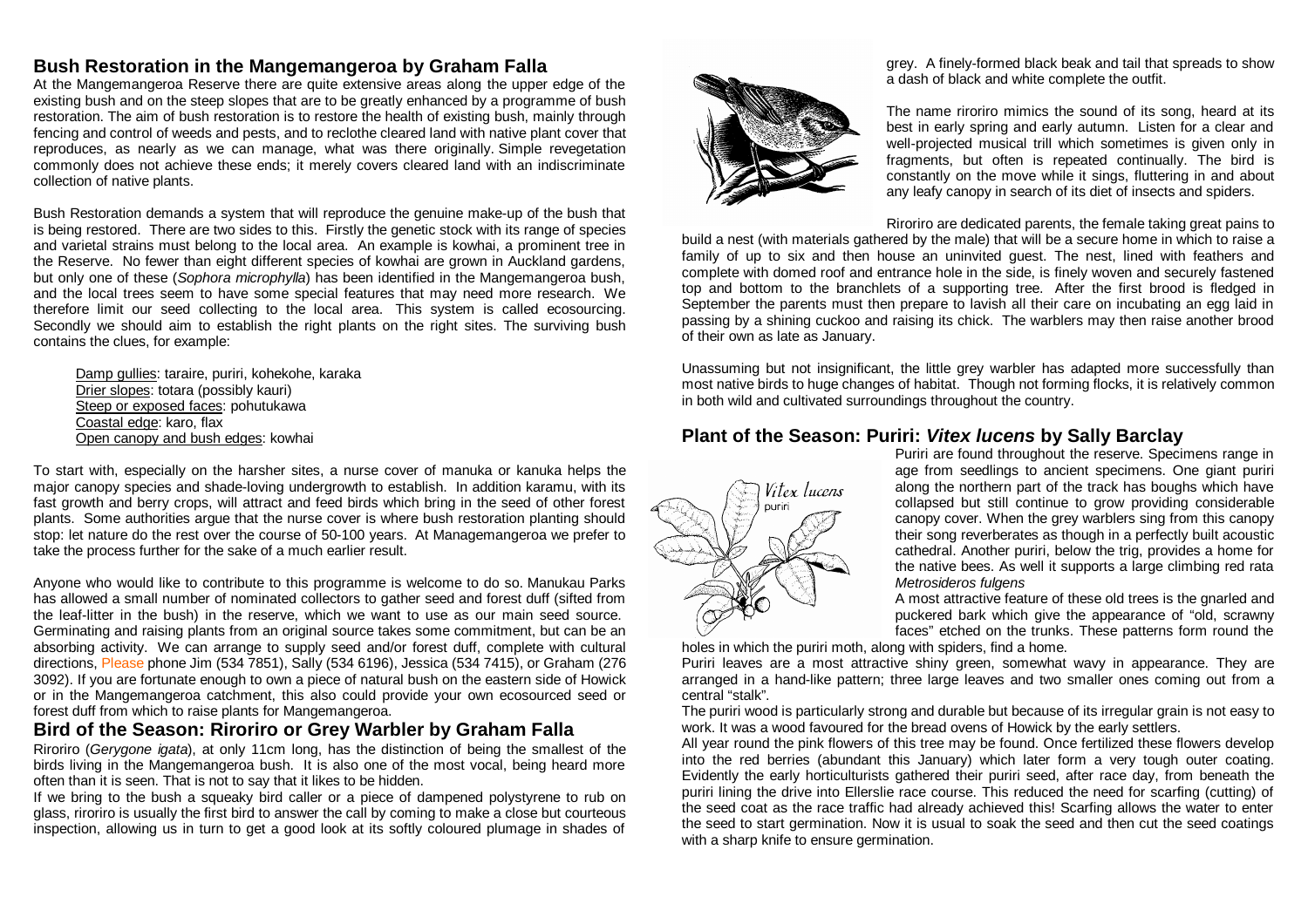## Bush Restoration in the Mangemangeroa by Graham Falla

At the Mangemangeroa Reserve there are quite extensive areas along the upper edge of the existing bush and on the steep slopes that are to be greatly enhanced by a programme of bush restoration. The aim of bush restoration is to restore the health of existing bush, mainly through fencing and control of weeds and pests, and to reclothe the cleared land with native plant cover that reproduces, as nearly as we can manage, what was there originally. Simple revegetation commonly does not achieve these ends; it merely covers cleared land with an indiscriminate collection of native plants.

Bush Restoration demands a system that will reproduce the genuine make-up of the bush that is being restored. There are two sides to this. Firstly the genetic stock with its range of species and varietal strains must belong to the local area. An example is kowhai, a prominent tree in the Reserve. No fewer than eight different species of kowhai are grown in Auckland gardens, but only one of these (*Sophora microphylla*) has been identified in the Mangemangeroa bush, and the local trees seem to have some special features that may need more research. We therefore limit our seed collecting to the local area. This system is called ecosourcing. Secondly we should aim to establish the right plants on the right sites. The surviving bush contains the clues, for example:

- Damp gullies: taraire, puriri, kohekohe, karaka
- Drier slopes: totara (possibly kauri)
- Steep or exposed faces: pohutukawa
- Coastal edge: karo, flax
- Open canopy and bush edges: kowhai

To start with, especially on the harsher sites, a nurse cover of manuka or kanuka helps the major canopy species and shade-loving undergrowth to establish. In addition karamu, with its fast growth and berry crops, will attract and feed birds which bring in the seed of other forest plants. Some authorities argue that the nurse cover is where bush restoration planting should stop: let nature do the rest over the course of 50-100 years. At Managemangeroa we prefer to take the process further for the sake of a much earlier result.

Anyone who would like to contribute to this programme is welcome to do so. Manukau Parks has allowed a small number of nominated collectors to gather seed and forest duff (sifted from the leaf-litter in the bush) in the reserve, which we want to use as our main seed source. Germinating and raising plants from an original source takes some commitment, but can be an absorbing activity. We can arrange to supply seed and/or forest duff, complete with cultural directions, Please phone Jim (534 7851), Sally (534 6196), Jessica (534 7415), or Graham (276 3092). If you are fortunate enough to own a piece of natural bush on the eastern side of Howick or in the Mangemangeroa catchment, this also could provide your own ecosourced seed or forest duff from which to raise plants for Mangemangeroa.

## Bird of the Season: Riroriro or Grey Warbler by Graham Falla

Riroriro (*Gerygone igata*), at only 11cm long, has the distinction of being the smallest of the birds living in the Mangemangeroa bush. It is also one of the most vocal, being heard more often than it is seen. That is not to say that it likes to be hidden.

If we bring to the bush a squeaky bird caller or a piece of dampened polystyrene to rub on glass, riroriro is usually the first bird to answer the call by coming to make a close but courteous inspection, allowing us in turn to get a good look at its softly coloured plumage in shades of grey. A finely-formed black beak and tail that spreads to show a dash of black and white complete the outfit.

The name riroriro mimics the sound of its song, heard at its best in early spring and early autumn. Listen for a clear and well-projected musical trill which sometimes is given only in fragments, but often is repeated continually. The bird is constantly on the move while it sings, fluttering in and about any leafy canopy in search of its diet of insects and spiders.

Riroriro are dedicated parents, the female taking great pains to build a nest (with materials gathered by the male) that will be a secure home in which to raise a family of up to six and then house an uninvited guest. The nest, lined with feathers and complete with domed roof and entrance hole in the side, is finely woven and securely fastened top and bottom to the branchlets of a supporting tree. After the first brood is fledged in September the parents must then prepare to lavish all their care on incubating an egg laid in passing by a shining cuckoo and raising its chick. The warblers may then raise another brood of their own as late as January.

Unassuming but not insignificant, the little grey warbler has adapted more successfully than most native birds to huge changes of habitat. Though not forming flocks, it is relatively common in both wild and cultivated surroundings throughout the country.

## Plant of the Season: Puriri: *Vitex lucens* by Sally Barclay

Puriri are found throughout the reserve. Specimens range in age from seedlings to ancient specimens. One giant puriri along the northern part of the track has boughs which have collapsed but still continue to grow providing considerable canopy cover. When the grey warblers sing from this canopy their song reverberates as though in a perfectly built acoustic cathedral. Another puriri, below the trig, provides a home for the native bees. As well it supports a large climbing red rata *Metrosideros fulgens*

A most attractive feature of these old trees is the gnarled and puckered bark which give the appearance of "old, scrawny faces" etched on the trunks. These patterns form round the holes in which the puriri moth, along with spiders, find a home.

Puriri leaves are a most attractive shiny green, somewhat wavy in appearance. They are arranged in a hand-like pattern; three large leaves and two smaller ones coming out from a central "stalk".

The puriri wood is particularly strong and durable but because of its irregular grain is not easy to work. It was a wood favoured for the bread ovens of Howick by the early settlers.

All year round the pink flowers of this tree may be found. Once fertilized these flowers develop into the red berries (abundant this January) which later form a very tough outer coating. Evidently the early horticulturists gathered their puriri seed, after race day, from beneath the puriri lining the drive into Ellerslie race course. This reduced the need for scarfing (cutting) of the seed coat as the race traffic had already achieved this! Scarfing allows the water to enter the seed to start germination. Now it is usual to soak the seed and then cut the seed coatings with a sharp knife to ensure germination.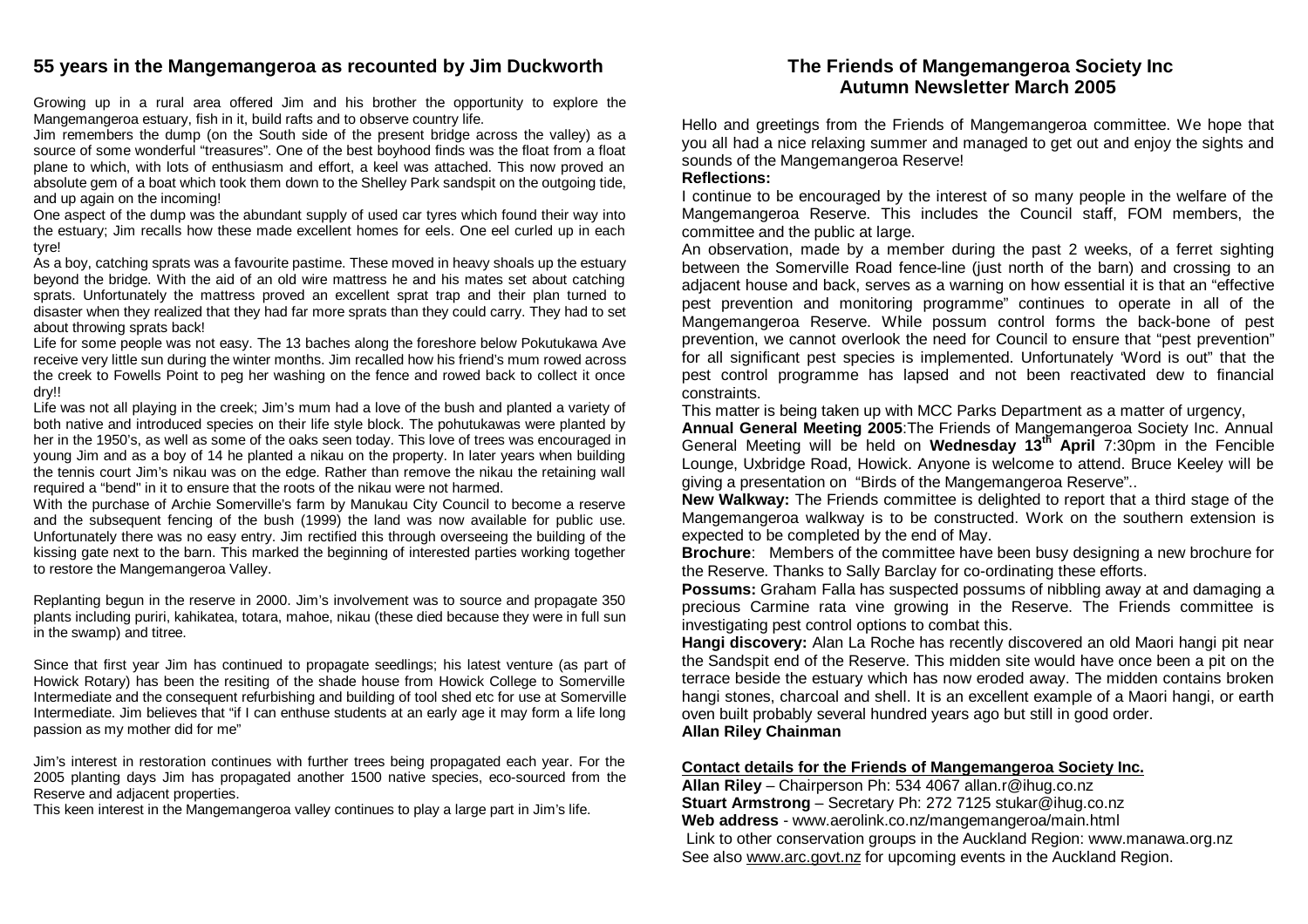## 55 years in the Mangemangeroa as recounted by Jim Duckworth

Growing up in a rural area offered Jim and his brother the opportunity to explore the Mangemangeroa estuary, fish in it, build rafts and to observe country life.

Jim remembers the dump (on the South side of the present bridge across the valley) as a source of some wonderful "treasures". One of the best boyhood finds was the float from a float plane to which, with lots of enthusiasm and effort, a keel was attached. This now proved an absolute gem of a boat which took them down to the Shelley Park sandspit on the outgoing tide, and up again on the incoming!

One aspect of the dump was the abundant supply of used car tyres which found their way into the estuary; Jim recalls how these made excellent homes for eels. One eel curled up in each tyre!

As a boy, catching sprats was a favourite pastime. These moved in heavy shoals up the estuary beyond the bridge. With the aid of an old wire mattress he and his mates set about catching sprats. Unfortunately the mattress proved an excellent sprat trap and their plan turned to disaster when they realized that they had far more sprats than they could carry. They had to set about throwing sprats back!

Life for some people was not easy. The 13 baches along the foreshore below Pokutukawa Ave receive very little sun during the winter months. Jim recalled how his friend's mum rowed across the creek to Fowells Point to peg her washing on the fence and rowed back to collect it once dry!!

Life was not all playing in the creek; Jim's mum had a love of the bush and planted a variety of both native and introduced species on their life style block. The pohutukawas were planted by her in the 1950's, as well as some of the oaks seen today. This love of trees was encouraged in young Jim and as a boy of 14 he planted a nikau on the property. In later years when building the tennis court Jim's nikau was on the edge. Rather than remove the nikau the retaining wall required a "bend" in it to ensure that the roots of the nikau were not harmed.

With the purchase of Archie Somerville's farm by Manukau City Council to become a reserve and the subsequent fencing of the bush (1999) the land was now available for public use. Unfortunately there was no easy entry. Jim rectified this through overseeing the building of the kissing gate next to the barn. This marked the beginning of interested parties working together to restore the Mangemangeroa Valley.

Replanting begun in the reserve in 2000. Jim's involvement was to source and propagate 350 plants including puriri, kahikatea, totara, mahoe, nikau (these died because they were in full sun in the swamp) and titree.

Since that first year Jim has continued to propagate seedlings; his latest venture (as part of Howick Rotary) has been the resiting of the shade house from Howick College to Somerville Intermediate and the consequent refurbishing and building of tool shed etc for use at Somerville Intermediate. Jim believes that "if I can enthuse students at an early age it may form a life long passion as my mother did for me"

Jim's interest in restoration continues with further trees being propagated each year. For the 2005 planting days Jim has propagated another 1500 native species, eco-sourced from the Reserve and adjacent properties.

This keen interest in the Mangemangeroa valley continues to play a large part in Jim's life.

## The Friends of Mangemangeroa Society Inc
## Autumn Newsletter March 2005

Hello and greetings from the Friends of Mangemangeroa committee. We hope that you all had a nice relaxing summer and managed to get out and enjoy the sights and sounds of the Mangemangeroa Reserve!

**Reflections:**

I continue to be encouraged by the interest of so many people in the welfare of the Mangemangeroa Reserve. This includes the Council staff, FOM members, the committee and the public at large.

An observation, made by a member during the past 2 weeks, of a ferret sighting between the Somerville Road fence-line (just north of the barn) and crossing to an adjacent house and back, serves as a warning on how essential it is that an "effective pest prevention and monitoring programme" continues to operate in all of the Mangemangeroa Reserve. While possum control forms the back-bone of pest prevention, we cannot overlook the need for Council to ensure that "pest prevention" for all significant pest species is implemented. Unfortunately 'Word is out" that the pest control programme has lapsed and not been reactivated dew to financial constraints.

This matter is being taken up with MCC Parks Department as a matter of urgency,

**Annual General Meeting 2005**:The Friends of Mangemangeroa Society Inc. Annual General Meeting will be held on **Wednesday 13th April** 7:30pm in the Fencible Lounge, Uxbridge Road, Howick. Anyone is welcome to attend. Bruce Keeley will be giving a presentation on "Birds of the Mangemangeroa Reserve"..

**New Walkway:** The Friends committee is delighted to report that a third stage of the Mangemangeroa walkway is to be constructed. Work on the southern extension is expected to be completed by the end of May.

**Brochure**: Members of the committee have been busy designing a new brochure for the Reserve. Thanks to Sally Barclay for co-ordinating these efforts.

**Possums:** Graham Falla has suspected possums of nibbling away at and damaging a precious Carmine rata vine growing in the Reserve. The Friends committee is investigating pest control options to combat this.

**Hangi discovery:** Alan La Roche has recently discovered an old Maori hangi pit near the Sandspit end of the Reserve. This midden site would have once been a pit on the terrace beside the estuary which has now eroded away. The midden contains broken hangi stones, charcoal and shell. It is an excellent example of a Maori hangi, or earth oven built probably several hundred years ago but still in good order.

**Allan Riley Chainman**

**Contact details for the Friends of Mangemangeroa Society Inc.**

**Allan Riley** – Chairperson Ph: 534 4067 allan.r@ihug.co.nz
**Stuart Armstrong** – Secretary Ph: 272 7125 stukar@ihug.co.nz
**Web address** - www.aerolink.co.nz/mangemangeroa/main.html
Link to other conservation groups in the Auckland Region: www.manawa.org.nz
See also www.arc.govt.nz for upcoming events in the Auckland Region.